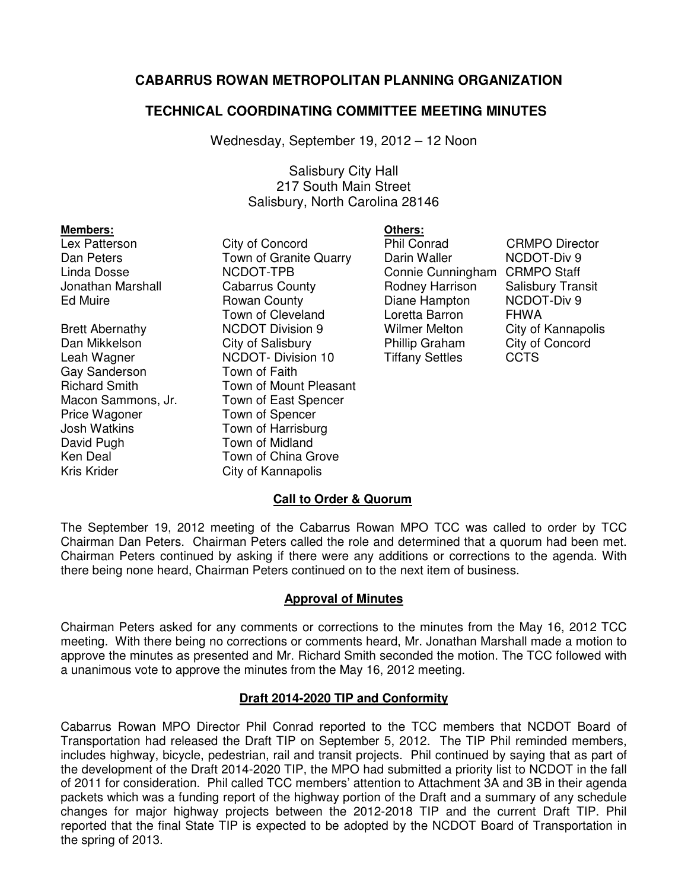# CABARRUS ROWAN METROPOLITAN PLANNING ORGANIZATION

## TECHNICAL COORDINATING COMMITTEE MEETING MINUTES

Wednesday, September 19, 2012 – 12 Noon

Salisbury City Hall
217 South Main Street
Salisbury, North Carolina 28146

**Members:**

| Name | Organization |
|---|---|
| Lex Patterson | City of Concord |
| Dan Peters | Town of Granite Quarry |
| Linda Dosse | NCDOT-TPB |
| Jonathan Marshall | Cabarrus County |
| Ed Muire | Rowan County |
| | Town of Cleveland |
| Brett Abernathy | NCDOT Division 9 |
| Dan Mikkelson | City of Salisbury |
| Leah Wagner | NCDOT- Division 10 |
| Gay Sanderson | Town of Faith |
| Richard Smith | Town of Mount Pleasant |
| Macon Sammons, Jr. | Town of East Spencer |
| Price Wagoner | Town of Spencer |
| Josh Watkins | Town of Harrisburg |
| David Pugh | Town of Midland |
| Ken Deal | Town of China Grove |
| Kris Krider | City of Kannapolis |

**Others:**

| Name | Organization |
|---|---|
| Phil Conrad | CRMPO Director |
| Darin Waller | NCDOT-Div 9 |
| Connie Cunningham | CRMPO Staff |
| Rodney Harrison | Salisbury Transit |
| Diane Hampton | NCDOT-Div 9 |
| Loretta Barron | FHWA |
| Wilmer Melton | City of Kannapolis |
| Phillip Graham | City of Concord |
| Tiffany Settles | CCTS |

### Call to Order & Quorum

The September 19, 2012 meeting of the Cabarrus Rowan MPO TCC was called to order by TCC Chairman Dan Peters. Chairman Peters called the role and determined that a quorum had been met. Chairman Peters continued by asking if there were any additions or corrections to the agenda. With there being none heard, Chairman Peters continued on to the next item of business.

### Approval of Minutes

Chairman Peters asked for any comments or corrections to the minutes from the May 16, 2012 TCC meeting. With there being no corrections or comments heard, Mr. Jonathan Marshall made a motion to approve the minutes as presented and Mr. Richard Smith seconded the motion. The TCC followed with a unanimous vote to approve the minutes from the May 16, 2012 meeting.

### Draft 2014-2020 TIP and Conformity

Cabarrus Rowan MPO Director Phil Conrad reported to the TCC members that NCDOT Board of Transportation had released the Draft TIP on September 5, 2012. The TIP Phil reminded members, includes highway, bicycle, pedestrian, rail and transit projects. Phil continued by saying that as part of the development of the Draft 2014-2020 TIP, the MPO had submitted a priority list to NCDOT in the fall of 2011 for consideration. Phil called TCC members' attention to Attachment 3A and 3B in their agenda packets which was a funding report of the highway portion of the Draft and a summary of any schedule changes for major highway projects between the 2012-2018 TIP and the current Draft TIP. Phil reported that the final State TIP is expected to be adopted by the NCDOT Board of Transportation in the spring of 2013.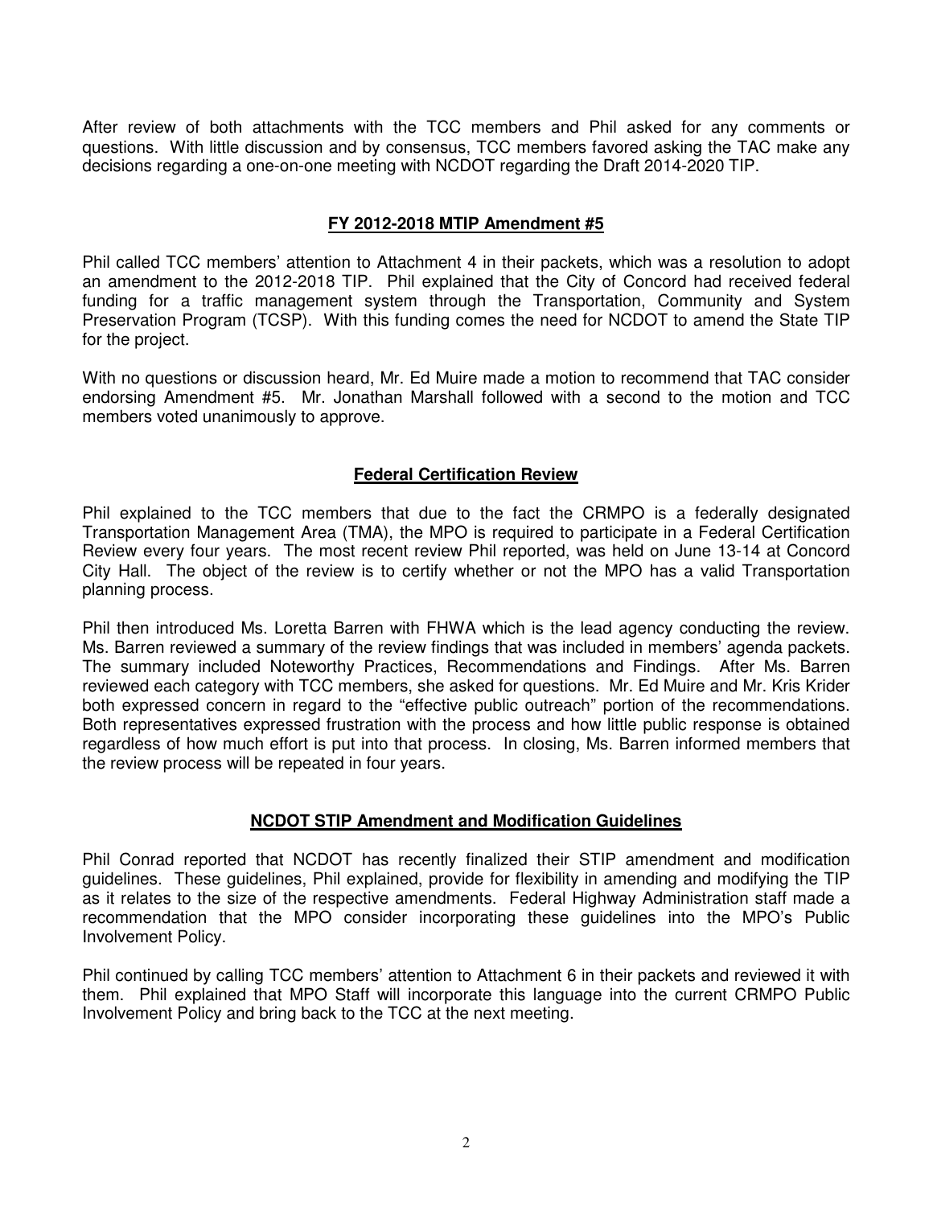After review of both attachments with the TCC members and Phil asked for any comments or questions. With little discussion and by consensus, TCC members favored asking the TAC make any decisions regarding a one-on-one meeting with NCDOT regarding the Draft 2014-2020 TIP.

## FY 2012-2018 MTIP Amendment #5

Phil called TCC members' attention to Attachment 4 in their packets, which was a resolution to adopt an amendment to the 2012-2018 TIP. Phil explained that the City of Concord had received federal funding for a traffic management system through the Transportation, Community and System Preservation Program (TCSP). With this funding comes the need for NCDOT to amend the State TIP for the project.

With no questions or discussion heard, Mr. Ed Muire made a motion to recommend that TAC consider endorsing Amendment #5. Mr. Jonathan Marshall followed with a second to the motion and TCC members voted unanimously to approve.

## Federal Certification Review

Phil explained to the TCC members that due to the fact the CRMPO is a federally designated Transportation Management Area (TMA), the MPO is required to participate in a Federal Certification Review every four years. The most recent review Phil reported, was held on June 13-14 at Concord City Hall. The object of the review is to certify whether or not the MPO has a valid Transportation planning process.

Phil then introduced Ms. Loretta Barren with FHWA which is the lead agency conducting the review. Ms. Barren reviewed a summary of the review findings that was included in members' agenda packets. The summary included Noteworthy Practices, Recommendations and Findings. After Ms. Barren reviewed each category with TCC members, she asked for questions. Mr. Ed Muire and Mr. Kris Krider both expressed concern in regard to the "effective public outreach" portion of the recommendations. Both representatives expressed frustration with the process and how little public response is obtained regardless of how much effort is put into that process. In closing, Ms. Barren informed members that the review process will be repeated in four years.

## NCDOT STIP Amendment and Modification Guidelines

Phil Conrad reported that NCDOT has recently finalized their STIP amendment and modification guidelines. These guidelines, Phil explained, provide for flexibility in amending and modifying the TIP as it relates to the size of the respective amendments. Federal Highway Administration staff made a recommendation that the MPO consider incorporating these guidelines into the MPO's Public Involvement Policy.

Phil continued by calling TCC members' attention to Attachment 6 in their packets and reviewed it with them. Phil explained that MPO Staff will incorporate this language into the current CRMPO Public Involvement Policy and bring back to the TCC at the next meeting.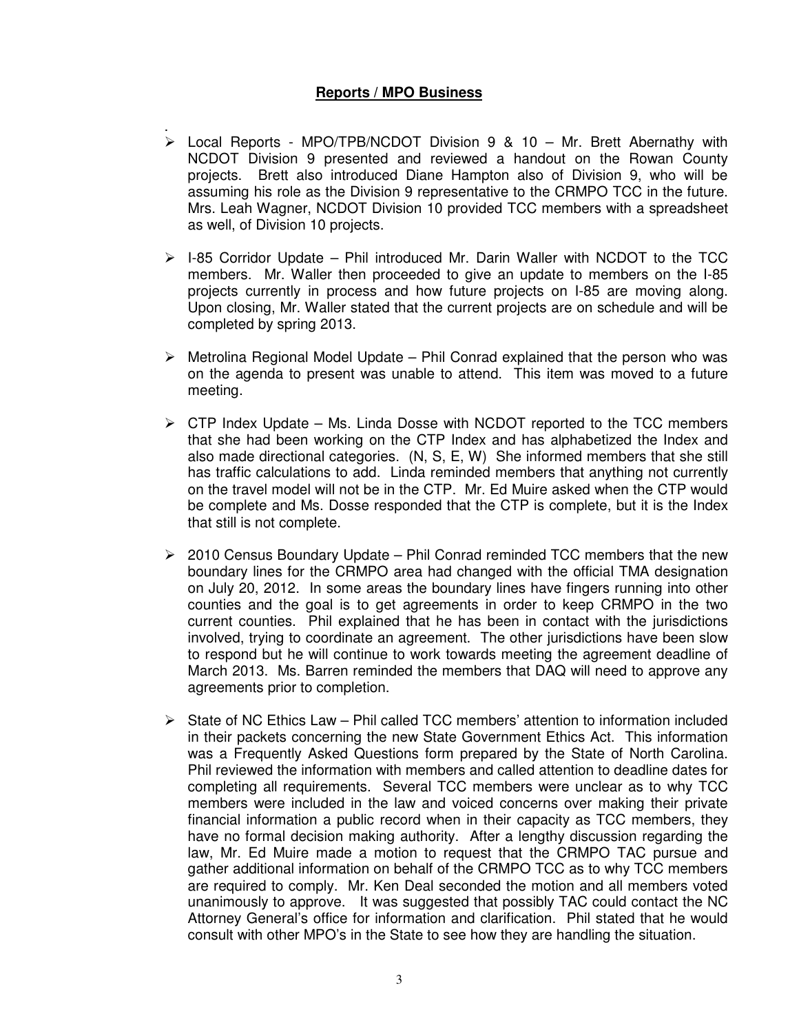## **Reports / MPO Business**

- Local Reports - MPO/TPB/NCDOT Division 9 & 10 – Mr. Brett Abernathy with NCDOT Division 9 presented and reviewed a handout on the Rowan County projects. Brett also introduced Diane Hampton also of Division 9, who will be assuming his role as the Division 9 representative to the CRMPO TCC in the future. Mrs. Leah Wagner, NCDOT Division 10 provided TCC members with a spreadsheet as well, of Division 10 projects.

- I-85 Corridor Update – Phil introduced Mr. Darin Waller with NCDOT to the TCC members. Mr. Waller then proceeded to give an update to members on the I-85 projects currently in process and how future projects on I-85 are moving along. Upon closing, Mr. Waller stated that the current projects are on schedule and will be completed by spring 2013.

- Metrolina Regional Model Update – Phil Conrad explained that the person who was on the agenda to present was unable to attend. This item was moved to a future meeting.

- CTP Index Update – Ms. Linda Dosse with NCDOT reported to the TCC members that she had been working on the CTP Index and has alphabetized the Index and also made directional categories. (N, S, E, W) She informed members that she still has traffic calculations to add. Linda reminded members that anything not currently on the travel model will not be in the CTP. Mr. Ed Muire asked when the CTP would be complete and Ms. Dosse responded that the CTP is complete, but it is the Index that still is not complete.

- 2010 Census Boundary Update – Phil Conrad reminded TCC members that the new boundary lines for the CRMPO area had changed with the official TMA designation on July 20, 2012. In some areas the boundary lines have fingers running into other counties and the goal is to get agreements in order to keep CRMPO in the two current counties. Phil explained that he has been in contact with the jurisdictions involved, trying to coordinate an agreement. The other jurisdictions have been slow to respond but he will continue to work towards meeting the agreement deadline of March 2013. Ms. Barren reminded the members that DAQ will need to approve any agreements prior to completion.

- State of NC Ethics Law – Phil called TCC members' attention to information included in their packets concerning the new State Government Ethics Act. This information was a Frequently Asked Questions form prepared by the State of North Carolina. Phil reviewed the information with members and called attention to deadline dates for completing all requirements. Several TCC members were unclear as to why TCC members were included in the law and voiced concerns over making their private financial information a public record when in their capacity as TCC members, they have no formal decision making authority. After a lengthy discussion regarding the law, Mr. Ed Muire made a motion to request that the CRMPO TAC pursue and gather additional information on behalf of the CRMPO TCC as to why TCC members are required to comply. Mr. Ken Deal seconded the motion and all members voted unanimously to approve. It was suggested that possibly TAC could contact the NC Attorney General's office for information and clarification. Phil stated that he would consult with other MPO's in the State to see how they are handling the situation.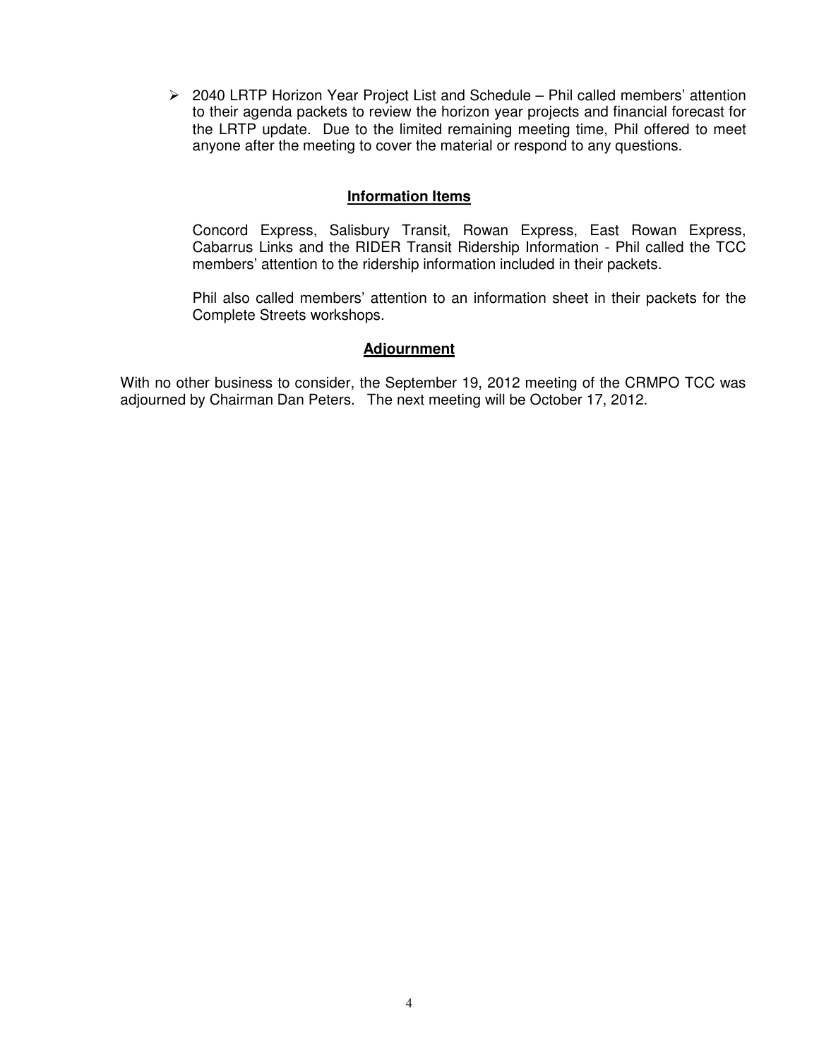- 2040 LRTP Horizon Year Project List and Schedule – Phil called members' attention to their agenda packets to review the horizon year projects and financial forecast for the LRTP update. Due to the limited remaining meeting time, Phil offered to meet anyone after the meeting to cover the material or respond to any questions.

## Information Items

Concord Express, Salisbury Transit, Rowan Express, East Rowan Express, Cabarrus Links and the RIDER Transit Ridership Information - Phil called the TCC members' attention to the ridership information included in their packets.

Phil also called members' attention to an information sheet in their packets for the Complete Streets workshops.

## Adjournment

With no other business to consider, the September 19, 2012 meeting of the CRMPO TCC was adjourned by Chairman Dan Peters. The next meeting will be October 17, 2012.